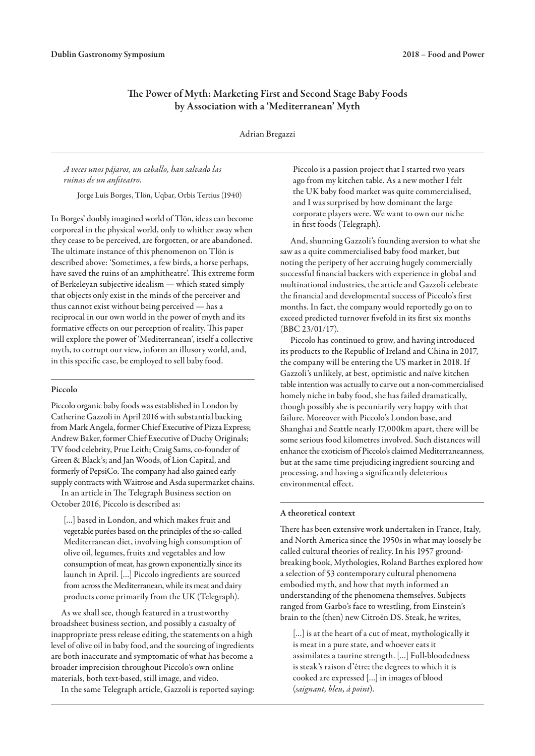# The Power of Myth: Marketing First and Second Stage Baby Foods by Association with a 'Mediterranean' Myth

Adrian Bregazzi

> *A veces unos pájaros, un caballo, han salvado las ruinas de un anfiteatro.*
>
> Jorge Luis Borges, Tlön, Uqbar, Orbis Tertius (1940)

In Borges' doubly imagined world of Tlön, ideas can become corporeal in the physical world, only to whither away when they cease to be perceived, are forgotten, or are abandoned. The ultimate instance of this phenomenon on Tlön is described above: 'Sometimes, a few birds, a horse perhaps, have saved the ruins of an amphitheatre'. This extreme form of Berkeleyan subjective idealism — which stated simply that objects only exist in the minds of the perceiver and thus cannot exist without being perceived — has a reciprocal in our own world in the power of myth and its formative effects on our perception of reality. This paper will explore the power of 'Mediterranean', itself a collective myth, to corrupt our view, inform an illusory world, and, in this specific case, be employed to sell baby food.

## Piccolo

Piccolo organic baby foods was established in London by Catherine Gazzoli in April 2016 with substantial backing from Mark Angela, former Chief Executive of Pizza Express; Andrew Baker, former Chief Executive of Duchy Originals; TV food celebrity, Prue Leith; Craig Sams, co-founder of Green & Black's; and Jan Woods, of Lion Capital, and formerly of PepsiCo. The company had also gained early supply contracts with Waitrose and Asda supermarket chains.

In an article in The Telegraph Business section on October 2016, Piccolo is described as:

> [...] based in London, and which makes fruit and vegetable purées based on the principles of the so-called Mediterranean diet, involving high consumption of olive oil, legumes, fruits and vegetables and low consumption of meat, has grown exponentially since its launch in April. [...] Piccolo ingredients are sourced from across the Mediterranean, while its meat and dairy products come primarily from the UK (Telegraph).

As we shall see, though featured in a trustworthy broadsheet business section, and possibly a casualty of inappropriate press release editing, the statements on a high level of olive oil in baby food, and the sourcing of ingredients are both inaccurate and symptomatic of what has become a broader imprecision throughout Piccolo's own online materials, both text-based, still image, and video.

In the same Telegraph article, Gazzoli is reported saying:

> Piccolo is a passion project that I started two years ago from my kitchen table. As a new mother I felt the UK baby food market was quite commercialised, and I was surprised by how dominant the large corporate players were. We want to own our niche in first foods (Telegraph).

And, shunning Gazzoli's founding aversion to what she saw as a quite commercialised baby food market, but noting the peripety of her accruing hugely commercially successful financial backers with experience in global and multinational industries, the article and Gazzoli celebrate the financial and developmental success of Piccolo's first months. In fact, the company would reportedly go on to exceed predicted turnover fivefold in its first six months (BBC 23/01/17).

Piccolo has continued to grow, and having introduced its products to the Republic of Ireland and China in 2017, the company will be entering the US market in 2018. If Gazzoli's unlikely, at best, optimistic and naïve kitchen table intention was actually to carve out a non-commercialised homely niche in baby food, she has failed dramatically, though possibly she is pecuniarily very happy with that failure. Moreover with Piccolo's London base, and Shanghai and Seattle nearly 17,000km apart, there will be some serious food kilometres involved. Such distances will enhance the exoticism of Piccolo's claimed Mediterraneanness, but at the same time prejudicing ingredient sourcing and processing, and having a significantly deleterious environmental effect.

## A theoretical context

There has been extensive work undertaken in France, Italy, and North America since the 1950s in what may loosely be called cultural theories of reality. In his 1957 ground-breaking book, Mythologies, Roland Barthes explored how a selection of 53 contemporary cultural phenomena embodied myth, and how that myth informed an understanding of the phenomena themselves. Subjects ranged from Garbo's face to wrestling, from Einstein's brain to the (then) new Citroën DS. Steak, he writes,

> [...] is at the heart of a cut of meat, mythologically it is meat in a pure state, and whoever eats it assimilates a taurine strength. [...] Full-bloodedness is steak's raison d'être; the degrees to which it is cooked are expressed [...] in images of blood (*saignant, bleu, à point*).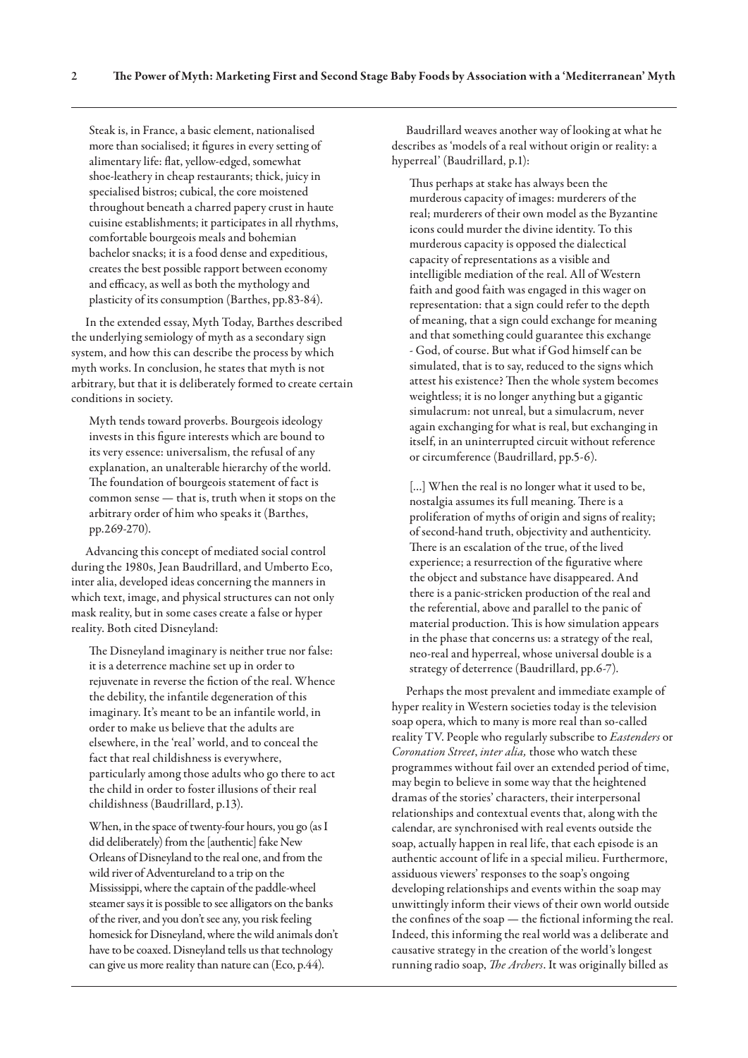> Steak is, in France, a basic element, nationalised more than socialised; it figures in every setting of alimentary life: flat, yellow-edged, somewhat shoe-leathery in cheap restaurants; thick, juicy in specialised bistros; cubical, the core moistened throughout beneath a charred papery crust in haute cuisine establishments; it participates in all rhythms, comfortable bourgeois meals and bohemian bachelor snacks; it is a food dense and expeditious, creates the best possible rapport between economy and efficacy, as well as both the mythology and plasticity of its consumption (Barthes, pp.83-84).

In the extended essay, Myth Today, Barthes described the underlying semiology of myth as a secondary sign system, and how this can describe the process by which myth works. In conclusion, he states that myth is not arbitrary, but that it is deliberately formed to create certain conditions in society.

> Myth tends toward proverbs. Bourgeois ideology invests in this figure interests which are bound to its very essence: universalism, the refusal of any explanation, an unalterable hierarchy of the world. The foundation of bourgeois statement of fact is common sense — that is, truth when it stops on the arbitrary order of him who speaks it (Barthes, pp.269-270).

Advancing this concept of mediated social control during the 1980s, Jean Baudrillard, and Umberto Eco, inter alia, developed ideas concerning the manners in which text, image, and physical structures can not only mask reality, but in some cases create a false or hyper reality. Both cited Disneyland:

> The Disneyland imaginary is neither true nor false: it is a deterrence machine set up in order to rejuvenate in reverse the fiction of the real. Whence the debility, the infantile degeneration of this imaginary. It's meant to be an infantile world, in order to make us believe that the adults are elsewhere, in the 'real' world, and to conceal the fact that real childishness is everywhere, particularly among those adults who go there to act the child in order to foster illusions of their real childishness (Baudrillard, p.13).

> When, in the space of twenty-four hours, you go (as I did deliberately) from the [authentic] fake New Orleans of Disneyland to the real one, and from the wild river of Adventureland to a trip on the Mississippi, where the captain of the paddle-wheel steamer says it is possible to see alligators on the banks of the river, and you don't see any, you risk feeling homesick for Disneyland, where the wild animals don't have to be coaxed. Disneyland tells us that technology can give us more reality than nature can (Eco, p.44).

Baudrillard weaves another way of looking at what he describes as 'models of a real without origin or reality: a hyperreal' (Baudrillard, p.1):

> Thus perhaps at stake has always been the murderous capacity of images: murderers of the real; murderers of their own model as the Byzantine icons could murder the divine identity. To this murderous capacity is opposed the dialectical capacity of representations as a visible and intelligible mediation of the real. All of Western faith and good faith was engaged in this wager on representation: that a sign could refer to the depth of meaning, that a sign could exchange for meaning and that something could guarantee this exchange - God, of course. But what if God himself can be simulated, that is to say, reduced to the signs which attest his existence? Then the whole system becomes weightless; it is no longer anything but a gigantic simulacrum: not unreal, but a simulacrum, never again exchanging for what is real, but exchanging in itself, in an uninterrupted circuit without reference or circumference (Baudrillard, pp.5-6).
>
> [...] When the real is no longer what it used to be, nostalgia assumes its full meaning. There is a proliferation of myths of origin and signs of reality; of second-hand truth, objectivity and authenticity. There is an escalation of the true, of the lived experience; a resurrection of the figurative where the object and substance have disappeared. And there is a panic-stricken production of the real and the referential, above and parallel to the panic of material production. This is how simulation appears in the phase that concerns us: a strategy of the real, neo-real and hyperreal, whose universal double is a strategy of deterrence (Baudrillard, pp.6-7).

Perhaps the most prevalent and immediate example of hyper reality in Western societies today is the television soap opera, which to many is more real than so-called reality TV. People who regularly subscribe to *Eastenders* or *Coronation Street*, *inter alia,* those who watch these programmes without fail over an extended period of time, may begin to believe in some way that the heightened dramas of the stories' characters, their interpersonal relationships and contextual events that, along with the calendar, are synchronised with real events outside the soap, actually happen in real life, that each episode is an authentic account of life in a special milieu. Furthermore, assiduous viewers' responses to the soap's ongoing developing relationships and events within the soap may unwittingly inform their views of their own world outside the confines of the soap — the fictional informing the real. Indeed, this informing the real world was a deliberate and causative strategy in the creation of the world's longest running radio soap, *The Archers*. It was originally billed as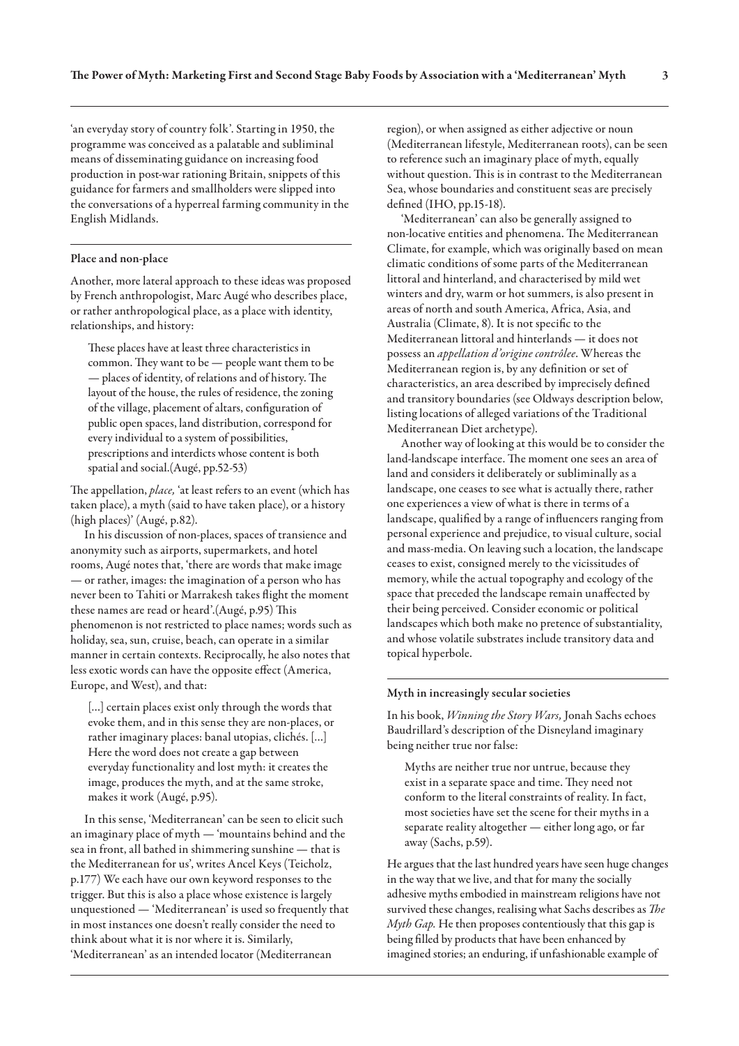'an everyday story of country folk'. Starting in 1950, the programme was conceived as a palatable and subliminal means of disseminating guidance on increasing food production in post-war rationing Britain, snippets of this guidance for farmers and smallholders were slipped into the conversations of a hyperreal farming community in the English Midlands.

### Place and non-place

Another, more lateral approach to these ideas was proposed by French anthropologist, Marc Augé who describes place, or rather anthropological place, as a place with identity, relationships, and history:

> These places have at least three characteristics in common. They want to be — people want them to be — places of identity, of relations and of history. The layout of the house, the rules of residence, the zoning of the village, placement of altars, configuration of public open spaces, land distribution, correspond for every individual to a system of possibilities, prescriptions and interdicts whose content is both spatial and social.(Augé, pp.52-53)

The appellation, *place,* 'at least refers to an event (which has taken place), a myth (said to have taken place), or a history (high places)' (Augé, p.82).

In his discussion of non-places, spaces of transience and anonymity such as airports, supermarkets, and hotel rooms, Augé notes that, 'there are words that make image — or rather, images: the imagination of a person who has never been to Tahiti or Marrakesh takes flight the moment these names are read or heard'.(Augé, p.95) This phenomenon is not restricted to place names; words such as holiday, sea, sun, cruise, beach, can operate in a similar manner in certain contexts. Reciprocally, he also notes that less exotic words can have the opposite effect (America, Europe, and West), and that:

> [...] certain places exist only through the words that evoke them, and in this sense they are non-places, or rather imaginary places: banal utopias, clichés. [...] Here the word does not create a gap between everyday functionality and lost myth: it creates the image, produces the myth, and at the same stroke, makes it work (Augé, p.95).

In this sense, 'Mediterranean' can be seen to elicit such an imaginary place of myth — 'mountains behind and the sea in front, all bathed in shimmering sunshine — that is the Mediterranean for us', writes Ancel Keys (Teicholz, p.177) We each have our own keyword responses to the trigger. But this is also a place whose existence is largely unquestioned — 'Mediterranean' is used so frequently that in most instances one doesn't really consider the need to think about what it is nor where it is. Similarly, 'Mediterranean' as an intended locator (Mediterranean region), or when assigned as either adjective or noun (Mediterranean lifestyle, Mediterranean roots), can be seen to reference such an imaginary place of myth, equally without question. This is in contrast to the Mediterranean Sea, whose boundaries and constituent seas are precisely defined (IHO, pp.15-18).

'Mediterranean' can also be generally assigned to non-locative entities and phenomena. The Mediterranean Climate, for example, which was originally based on mean climatic conditions of some parts of the Mediterranean littoral and hinterland, and characterised by mild wet winters and dry, warm or hot summers, is also present in areas of north and south America, Africa, Asia, and Australia (Climate, 8). It is not specific to the Mediterranean littoral and hinterlands — it does not possess an *appellation d'origine contrôlee*. Whereas the Mediterranean region is, by any definition or set of characteristics, an area described by imprecisely defined and transitory boundaries (see Oldways description below, listing locations of alleged variations of the Traditional Mediterranean Diet archetype).

Another way of looking at this would be to consider the land-landscape interface. The moment one sees an area of land and considers it deliberately or subliminally as a landscape, one ceases to see what is actually there, rather one experiences a view of what is there in terms of a landscape, qualified by a range of influencers ranging from personal experience and prejudice, to visual culture, social and mass-media. On leaving such a location, the landscape ceases to exist, consigned merely to the vicissitudes of memory, while the actual topography and ecology of the space that preceded the landscape remain unaffected by their being perceived. Consider economic or political landscapes which both make no pretence of substantiality, and whose volatile substrates include transitory data and topical hyperbole.

### Myth in increasingly secular societies

In his book, *Winning the Story Wars,* Jonah Sachs echoes Baudrillard's description of the Disneyland imaginary being neither true nor false:

> Myths are neither true nor untrue, because they exist in a separate space and time. They need not conform to the literal constraints of reality. In fact, most societies have set the scene for their myths in a separate reality altogether — either long ago, or far away (Sachs, p.59).

He argues that the last hundred years have seen huge changes in the way that we live, and that for many the socially adhesive myths embodied in mainstream religions have not survived these changes, realising what Sachs describes as *The Myth Gap.* He then proposes contentiously that this gap is being filled by products that have been enhanced by imagined stories; an enduring, if unfashionable example of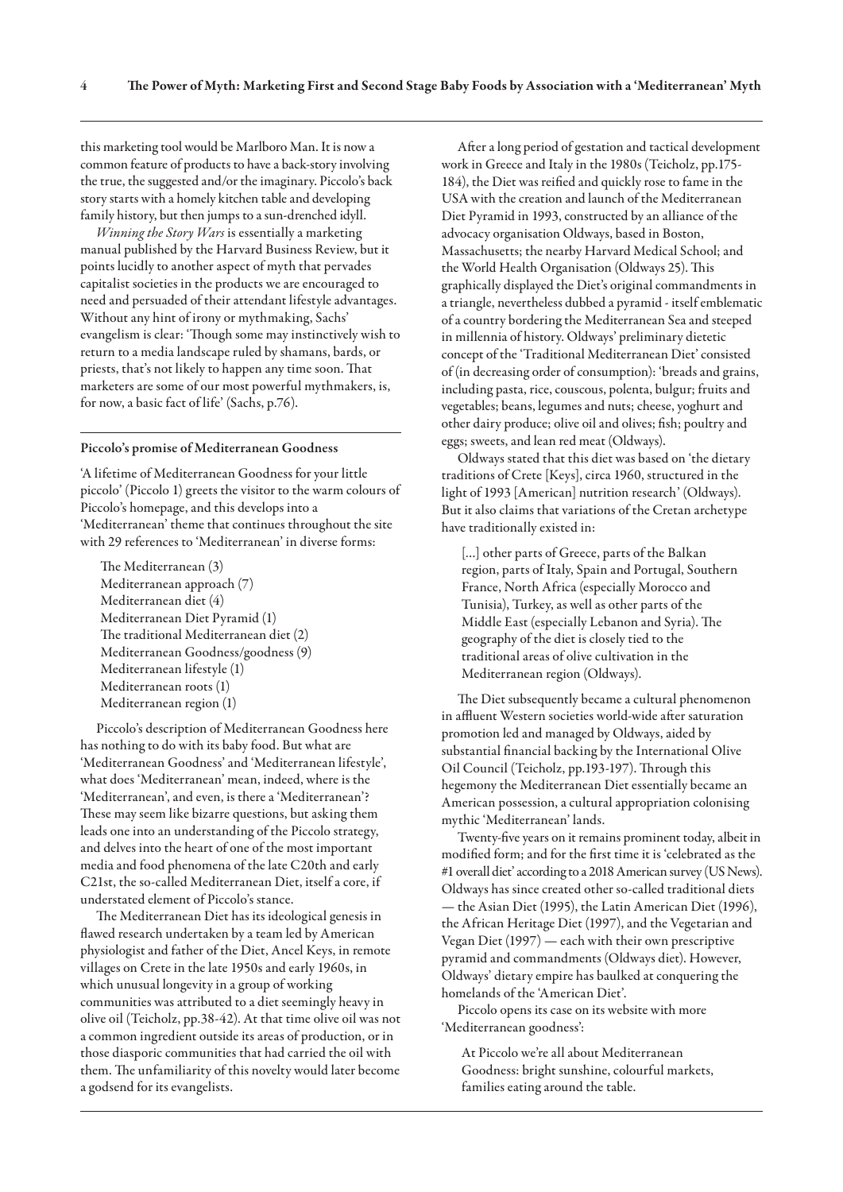this marketing tool would be Marlboro Man. It is now a common feature of products to have a back-story involving the true, the suggested and/or the imaginary. Piccolo's back story starts with a homely kitchen table and developing family history, but then jumps to a sun-drenched idyll.

*Winning the Story Wars* is essentially a marketing manual published by the Harvard Business Review, but it points lucidly to another aspect of myth that pervades capitalist societies in the products we are encouraged to need and persuaded of their attendant lifestyle advantages. Without any hint of irony or mythmaking, Sachs' evangelism is clear: 'Though some may instinctively wish to return to a media landscape ruled by shamans, bards, or priests, that's not likely to happen any time soon. That marketers are some of our most powerful mythmakers, is, for now, a basic fact of life' (Sachs, p.76).

## Piccolo's promise of Mediterranean Goodness

'A lifetime of Mediterranean Goodness for your little piccolo' (Piccolo 1) greets the visitor to the warm colours of Piccolo's homepage, and this develops into a 'Mediterranean' theme that continues throughout the site with 29 references to 'Mediterranean' in diverse forms:

The Mediterranean (3)
Mediterranean approach (7)
Mediterranean diet (4)
Mediterranean Diet Pyramid (1)
The traditional Mediterranean diet (2)
Mediterranean Goodness/goodness (9)
Mediterranean lifestyle (1)
Mediterranean roots (1)
Mediterranean region (1)

Piccolo's description of Mediterranean Goodness here has nothing to do with its baby food. But what are 'Mediterranean Goodness' and 'Mediterranean lifestyle', what does 'Mediterranean' mean, indeed, where is the 'Mediterranean', and even, is there a 'Mediterranean'? These may seem like bizarre questions, but asking them leads one into an understanding of the Piccolo strategy, and delves into the heart of one of the most important media and food phenomena of the late C20th and early C21st, the so-called Mediterranean Diet, itself a core, if understated element of Piccolo's stance.

The Mediterranean Diet has its ideological genesis in flawed research undertaken by a team led by American physiologist and father of the Diet, Ancel Keys, in remote villages on Crete in the late 1950s and early 1960s, in which unusual longevity in a group of working communities was attributed to a diet seemingly heavy in olive oil (Teicholz, pp.38-42). At that time olive oil was not a common ingredient outside its areas of production, or in those diasporic communities that had carried the oil with them. The unfamiliarity of this novelty would later become a godsend for its evangelists.

After a long period of gestation and tactical development work in Greece and Italy in the 1980s (Teicholz, pp.175-184), the Diet was reified and quickly rose to fame in the USA with the creation and launch of the Mediterranean Diet Pyramid in 1993, constructed by an alliance of the advocacy organisation Oldways, based in Boston, Massachusetts; the nearby Harvard Medical School; and the World Health Organisation (Oldways 25). This graphically displayed the Diet's original commandments in a triangle, nevertheless dubbed a pyramid - itself emblematic of a country bordering the Mediterranean Sea and steeped in millennia of history. Oldways' preliminary dietetic concept of the 'Traditional Mediterranean Diet' consisted of (in decreasing order of consumption): 'breads and grains, including pasta, rice, couscous, polenta, bulgur; fruits and vegetables; beans, legumes and nuts; cheese, yoghurt and other dairy produce; olive oil and olives; fish; poultry and eggs; sweets, and lean red meat (Oldways).

Oldways stated that this diet was based on 'the dietary traditions of Crete [Keys], circa 1960, structured in the light of 1993 [American] nutrition research' (Oldways). But it also claims that variations of the Cretan archetype have traditionally existed in:

> [...] other parts of Greece, parts of the Balkan region, parts of Italy, Spain and Portugal, Southern France, North Africa (especially Morocco and Tunisia), Turkey, as well as other parts of the Middle East (especially Lebanon and Syria). The geography of the diet is closely tied to the traditional areas of olive cultivation in the Mediterranean region (Oldways).

The Diet subsequently became a cultural phenomenon in affluent Western societies world-wide after saturation promotion led and managed by Oldways, aided by substantial financial backing by the International Olive Oil Council (Teicholz, pp.193-197). Through this hegemony the Mediterranean Diet essentially became an American possession, a cultural appropriation colonising mythic 'Mediterranean' lands.

Twenty-five years on it remains prominent today, albeit in modified form; and for the first time it is 'celebrated as the #1 overall diet' according to a 2018 American survey (US News). Oldways has since created other so-called traditional diets — the Asian Diet (1995), the Latin American Diet (1996), the African Heritage Diet (1997), and the Vegetarian and Vegan Diet (1997) — each with their own prescriptive pyramid and commandments (Oldways diet). However, Oldways' dietary empire has baulked at conquering the homelands of the 'American Diet'.

Piccolo opens its case on its website with more 'Mediterranean goodness':

> At Piccolo we're all about Mediterranean Goodness: bright sunshine, colourful markets, families eating around the table.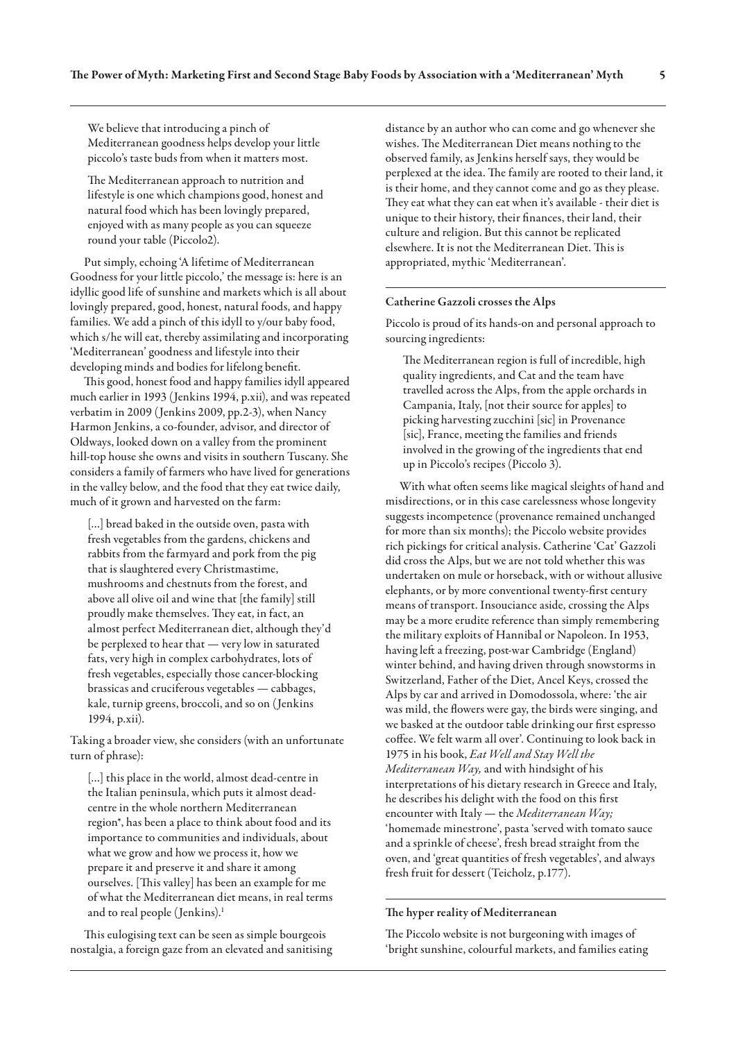> We believe that introducing a pinch of Mediterranean goodness helps develop your little piccolo's taste buds from when it matters most.
>
> The Mediterranean approach to nutrition and lifestyle is one which champions good, honest and natural food which has been lovingly prepared, enjoyed with as many people as you can squeeze round your table (Piccolo2).

Put simply, echoing 'A lifetime of Mediterranean Goodness for your little piccolo,' the message is: here is an idyllic good life of sunshine and markets which is all about lovingly prepared, good, honest, natural foods, and happy families. We add a pinch of this idyll to y/our baby food, which s/he will eat, thereby assimilating and incorporating 'Mediterranean' goodness and lifestyle into their developing minds and bodies for lifelong benefit.

This good, honest food and happy families idyll appeared much earlier in 1993 (Jenkins 1994, p.xii), and was repeated verbatim in 2009 (Jenkins 2009, pp.2-3), when Nancy Harmon Jenkins, a co-founder, advisor, and director of Oldways, looked down on a valley from the prominent hill-top house she owns and visits in southern Tuscany. She considers a family of farmers who have lived for generations in the valley below, and the food that they eat twice daily, much of it grown and harvested on the farm:

> [...] bread baked in the outside oven, pasta with fresh vegetables from the gardens, chickens and rabbits from the farmyard and pork from the pig that is slaughtered every Christmastime, mushrooms and chestnuts from the forest, and above all olive oil and wine that [the family] still proudly make themselves. They eat, in fact, an almost perfect Mediterranean diet, although they'd be perplexed to hear that — very low in saturated fats, very high in complex carbohydrates, lots of fresh vegetables, especially those cancer-blocking brassicas and cruciferous vegetables — cabbages, kale, turnip greens, broccoli, and so on (Jenkins 1994, p.xii).

Taking a broader view, she considers (with an unfortunate turn of phrase):

> [...] this place in the world, almost dead-centre in the Italian peninsula, which puts it almost dead-centre in the whole northern Mediterranean region*, has been a place to think about food and its importance to communities and individuals, about what we grow and how we process it, how we prepare it and preserve it and share it among ourselves. [This valley] has been an example for me of what the Mediterranean diet means, in real terms and to real people (Jenkins).[1]

This eulogising text can be seen as simple bourgeois nostalgia, a foreign gaze from an elevated and sanitising distance by an author who can come and go whenever she wishes. The Mediterranean Diet means nothing to the observed family, as Jenkins herself says, they would be perplexed at the idea. The family are rooted to their land, it is their home, and they cannot come and go as they please. They eat what they can eat when it's available - their diet is unique to their history, their finances, their land, their culture and religion. But this cannot be replicated elsewhere. It is not the Mediterranean Diet. This is appropriated, mythic 'Mediterranean'.

#### Catherine Gazzoli crosses the Alps

Piccolo is proud of its hands-on and personal approach to sourcing ingredients:

> The Mediterranean region is full of incredible, high quality ingredients, and Cat and the team have travelled across the Alps, from the apple orchards in Campania, Italy, [not their source for apples] to picking harvesting zucchini [sic] in Provenance [sic], France, meeting the families and friends involved in the growing of the ingredients that end up in Piccolo's recipes (Piccolo 3).

With what often seems like magical sleights of hand and misdirections, or in this case carelessness whose longevity suggests incompetence (provenance remained unchanged for more than six months); the Piccolo website provides rich pickings for critical analysis. Catherine 'Cat' Gazzoli did cross the Alps, but we are not told whether this was undertaken on mule or horseback, with or without allusive elephants, or by more conventional twenty-first century means of transport. Insouciance aside, crossing the Alps may be a more erudite reference than simply remembering the military exploits of Hannibal or Napoleon. In 1953, having left a freezing, post-war Cambridge (England) winter behind, and having driven through snowstorms in Switzerland, Father of the Diet, Ancel Keys, crossed the Alps by car and arrived in Domodossola, where: 'the air was mild, the flowers were gay, the birds were singing, and we basked at the outdoor table drinking our first espresso coffee. We felt warm all over'. Continuing to look back in 1975 in his book, *Eat Well and Stay Well the Mediterranean Way,* and with hindsight of his interpretations of his dietary research in Greece and Italy, he describes his delight with the food on this first encounter with Italy — the *Mediterranean Way;* 'homemade minestrone', pasta 'served with tomato sauce and a sprinkle of cheese', fresh bread straight from the oven, and 'great quantities of fresh vegetables', and always fresh fruit for dessert (Teicholz, p.177).

#### The hyper reality of Mediterranean

The Piccolo website is not burgeoning with images of 'bright sunshine, colourful markets, and families eating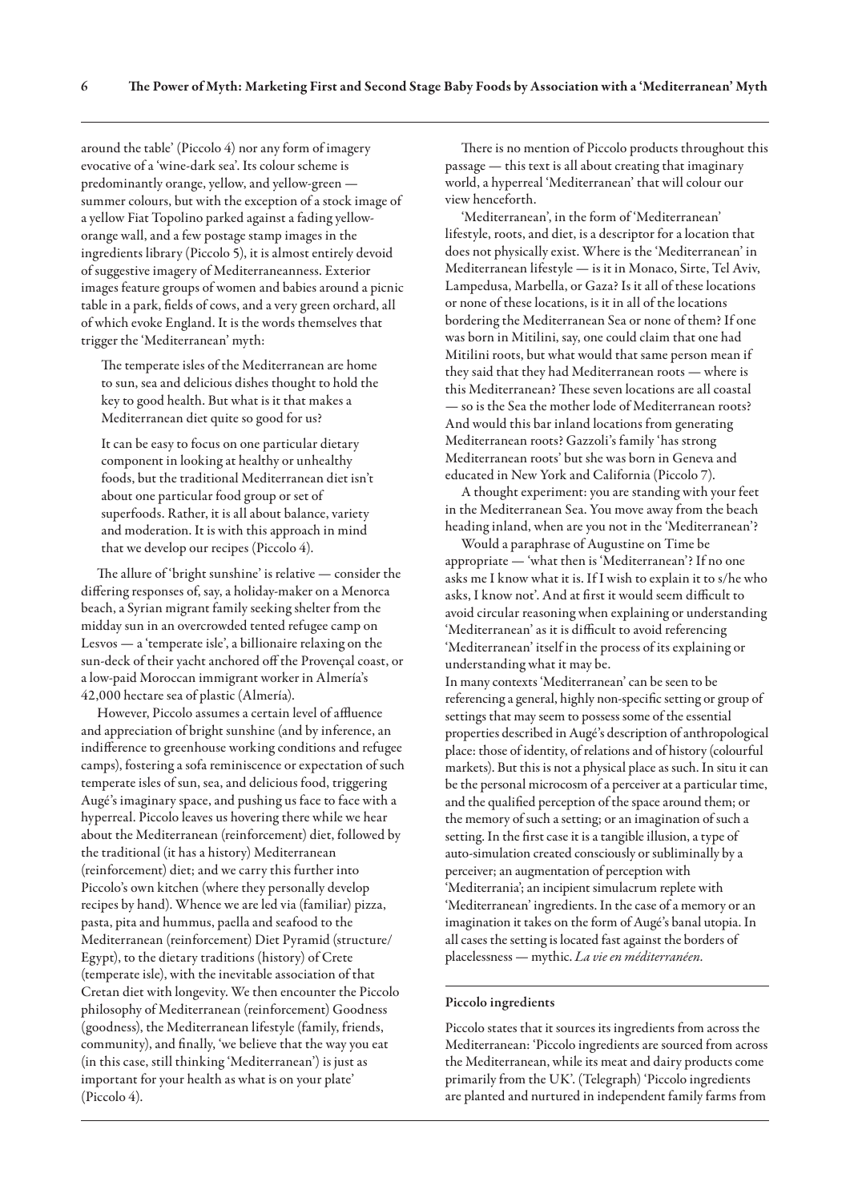around the table' (Piccolo 4) nor any form of imagery evocative of a 'wine-dark sea'. Its colour scheme is predominantly orange, yellow, and yellow-green — summer colours, but with the exception of a stock image of a yellow Fiat Topolino parked against a fading yellow-orange wall, and a few postage stamp images in the ingredients library (Piccolo 5), it is almost entirely devoid of suggestive imagery of Mediterraneanness. Exterior images feature groups of women and babies around a picnic table in a park, fields of cows, and a very green orchard, all of which evoke England. It is the words themselves that trigger the 'Mediterranean' myth:

> The temperate isles of the Mediterranean are home to sun, sea and delicious dishes thought to hold the key to good health. But what is it that makes a Mediterranean diet quite so good for us?
>
> It can be easy to focus on one particular dietary component in looking at healthy or unhealthy foods, but the traditional Mediterranean diet isn't about one particular food group or set of superfoods. Rather, it is all about balance, variety and moderation. It is with this approach in mind that we develop our recipes (Piccolo 4).

The allure of 'bright sunshine' is relative — consider the differing responses of, say, a holiday-maker on a Menorca beach, a Syrian migrant family seeking shelter from the midday sun in an overcrowded tented refugee camp on Lesvos — a 'temperate isle', a billionaire relaxing on the sun-deck of their yacht anchored off the Provençal coast, or a low-paid Moroccan immigrant worker in Almería's 42,000 hectare sea of plastic (Almería).

However, Piccolo assumes a certain level of affluence and appreciation of bright sunshine (and by inference, an indifference to greenhouse working conditions and refugee camps), fostering a sofa reminiscence or expectation of such temperate isles of sun, sea, and delicious food, triggering Augé's imaginary space, and pushing us face to face with a hyperreal. Piccolo leaves us hovering there while we hear about the Mediterranean (reinforcement) diet, followed by the traditional (it has a history) Mediterranean (reinforcement) diet; and we carry this further into Piccolo's own kitchen (where they personally develop recipes by hand). Whence we are led via (familiar) pizza, pasta, pita and hummus, paella and seafood to the Mediterranean (reinforcement) Diet Pyramid (structure/Egypt), to the dietary traditions (history) of Crete (temperate isle), with the inevitable association of that Cretan diet with longevity. We then encounter the Piccolo philosophy of Mediterranean (reinforcement) Goodness (goodness), the Mediterranean lifestyle (family, friends, community), and finally, 'we believe that the way you eat (in this case, still thinking 'Mediterranean') is just as important for your health as what is on your plate' (Piccolo 4).

There is no mention of Piccolo products throughout this passage — this text is all about creating that imaginary world, a hyperreal 'Mediterranean' that will colour our view henceforth.

'Mediterranean', in the form of 'Mediterranean' lifestyle, roots, and diet, is a descriptor for a location that does not physically exist. Where is the 'Mediterranean' in Mediterranean lifestyle — is it in Monaco, Sirte, Tel Aviv, Lampedusa, Marbella, or Gaza? Is it all of these locations or none of these locations, is it in all of the locations bordering the Mediterranean Sea or none of them? If one was born in Mitilini, say, one could claim that one had Mitilini roots, but what would that same person mean if they said that they had Mediterranean roots — where is this Mediterranean? These seven locations are all coastal — so is the Sea the mother lode of Mediterranean roots? And would this bar inland locations from generating Mediterranean roots? Gazzoli's family 'has strong Mediterranean roots' but she was born in Geneva and educated in New York and California (Piccolo 7).

A thought experiment: you are standing with your feet in the Mediterranean Sea. You move away from the beach heading inland, when are you not in the 'Mediterranean'?

Would a paraphrase of Augustine on Time be appropriate — 'what then is 'Mediterranean'? If no one asks me I know what it is. If I wish to explain it to s/he who asks, I know not'. And at first it would seem difficult to avoid circular reasoning when explaining or understanding 'Mediterranean' as it is difficult to avoid referencing 'Mediterranean' itself in the process of its explaining or understanding what it may be.

In many contexts 'Mediterranean' can be seen to be referencing a general, highly non-specific setting or group of settings that may seem to possess some of the essential properties described in Augé's description of anthropological place: those of identity, of relations and of history (colourful markets). But this is not a physical place as such. In situ it can be the personal microcosm of a perceiver at a particular time, and the qualified perception of the space around them; or the memory of such a setting; or an imagination of such a setting. In the first case it is a tangible illusion, a type of auto-simulation created consciously or subliminally by a perceiver; an augmentation of perception with 'Mediterrania'; an incipient simulacrum replete with 'Mediterranean' ingredients. In the case of a memory or an imagination it takes on the form of Augé's banal utopia. In all cases the setting is located fast against the borders of placelessness — mythic. *La vie en méditerranéen.*

#### Piccolo ingredients

Piccolo states that it sources its ingredients from across the Mediterranean: 'Piccolo ingredients are sourced from across the Mediterranean, while its meat and dairy products come primarily from the UK'. (Telegraph) 'Piccolo ingredients are planted and nurtured in independent family farms from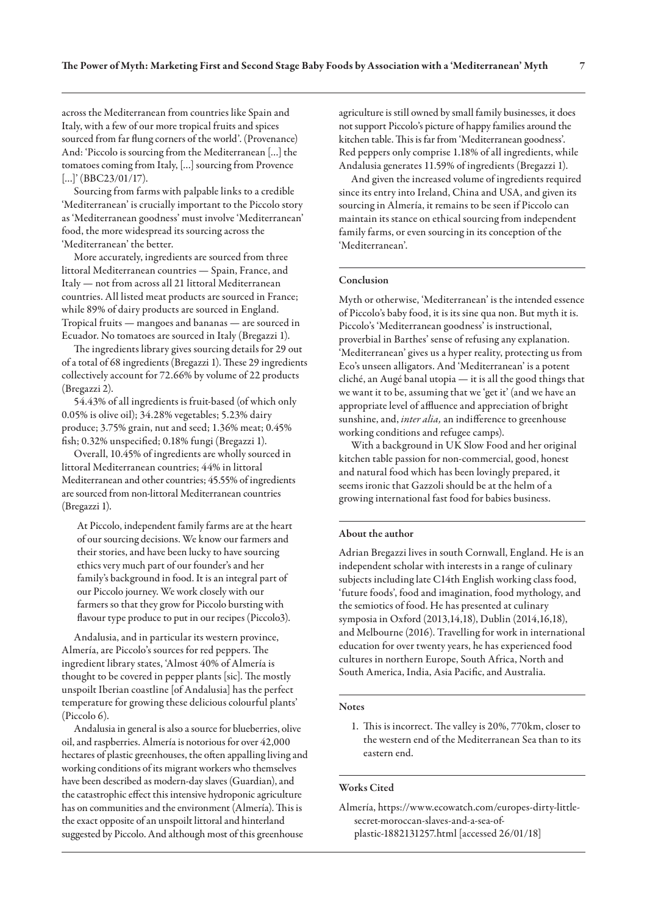across the Mediterranean from countries like Spain and Italy, with a few of our more tropical fruits and spices sourced from far flung corners of the world'. (Provenance) And: 'Piccolo is sourcing from the Mediterranean [...] the tomatoes coming from Italy, [...] sourcing from Provence [...]' (BBC23/01/17).

Sourcing from farms with palpable links to a credible 'Mediterranean' is crucially important to the Piccolo story as 'Mediterranean goodness' must involve 'Mediterranean' food, the more widespread its sourcing across the 'Mediterranean' the better.

More accurately, ingredients are sourced from three littoral Mediterranean countries — Spain, France, and Italy — not from across all 21 littoral Mediterranean countries. All listed meat products are sourced in France; while 89% of dairy products are sourced in England. Tropical fruits — mangoes and bananas — are sourced in Ecuador. No tomatoes are sourced in Italy (Bregazzi 1).

The ingredients library gives sourcing details for 29 out of a total of 68 ingredients (Bregazzi 1). These 29 ingredients collectively account for 72.66% by volume of 22 products (Bregazzi 2).

54.43% of all ingredients is fruit-based (of which only 0.05% is olive oil); 34.28% vegetables; 5.23% dairy produce; 3.75% grain, nut and seed; 1.36% meat; 0.45% fish; 0.32% unspecified; 0.18% fungi (Bregazzi 1).

Overall, 10.45% of ingredients are wholly sourced in littoral Mediterranean countries; 44% in littoral Mediterranean and other countries; 45.55% of ingredients are sourced from non-littoral Mediterranean countries (Bregazzi 1).

> At Piccolo, independent family farms are at the heart of our sourcing decisions. We know our farmers and their stories, and have been lucky to have sourcing ethics very much part of our founder's and her family's background in food. It is an integral part of our Piccolo journey. We work closely with our farmers so that they grow for Piccolo bursting with flavour type produce to put in our recipes (Piccolo3).

Andalusia, and in particular its western province, Almería, are Piccolo's sources for red peppers. The ingredient library states, 'Almost 40% of Almería is thought to be covered in pepper plants [sic]. The mostly unspoilt Iberian coastline [of Andalusia] has the perfect temperature for growing these delicious colourful plants' (Piccolo 6).

Andalusia in general is also a source for blueberries, olive oil, and raspberries. Almería is notorious for over 42,000 hectares of plastic greenhouses, the often appalling living and working conditions of its migrant workers who themselves have been described as modern-day slaves (Guardian), and the catastrophic effect this intensive hydroponic agriculture has on communities and the environment (Almería). This is the exact opposite of an unspoilt littoral and hinterland suggested by Piccolo. And although most of this greenhouse agriculture is still owned by small family businesses, it does not support Piccolo's picture of happy families around the kitchen table. This is far from 'Mediterranean goodness'. Red peppers only comprise 1.18% of all ingredients, while Andalusia generates 11.59% of ingredients (Bregazzi 1).

And given the increased volume of ingredients required since its entry into Ireland, China and USA, and given its sourcing in Almería, it remains to be seen if Piccolo can maintain its stance on ethical sourcing from independent family farms, or even sourcing in its conception of the 'Mediterranean'.

## Conclusion

Myth or otherwise, 'Mediterranean' is the intended essence of Piccolo's baby food, it is its sine qua non. But myth it is. Piccolo's 'Mediterranean goodness' is instructional, proverbial in Barthes' sense of refusing any explanation. 'Mediterranean' gives us a hyper reality, protecting us from Eco's unseen alligators. And 'Mediterranean' is a potent cliché, an Augé banal utopia — it is all the good things that we want it to be, assuming that we 'get it' (and we have an appropriate level of affluence and appreciation of bright sunshine, and, *inter alia,* an indifference to greenhouse working conditions and refugee camps).

With a background in UK Slow Food and her original kitchen table passion for non-commercial, good, honest and natural food which has been lovingly prepared, it seems ironic that Gazzoli should be at the helm of a growing international fast food for babies business.

## About the author

Adrian Bregazzi lives in south Cornwall, England. He is an independent scholar with interests in a range of culinary subjects including late C14th English working class food, 'future foods', food and imagination, food mythology, and the semiotics of food. He has presented at culinary symposia in Oxford (2013,14,18), Dublin (2014,16,18), and Melbourne (2016). Travelling for work in international education for over twenty years, he has experienced food cultures in northern Europe, South Africa, North and South America, India, Asia Pacific, and Australia.

## Notes

1. This is incorrect. The valley is 20%, 770km, closer to the western end of the Mediterranean Sea than to its eastern end.

## Works Cited

Almería, https://www.ecowatch.com/europes-dirty-little-secret-moroccan-slaves-and-a-sea-of-plastic-1882131257.html [accessed 26/01/18]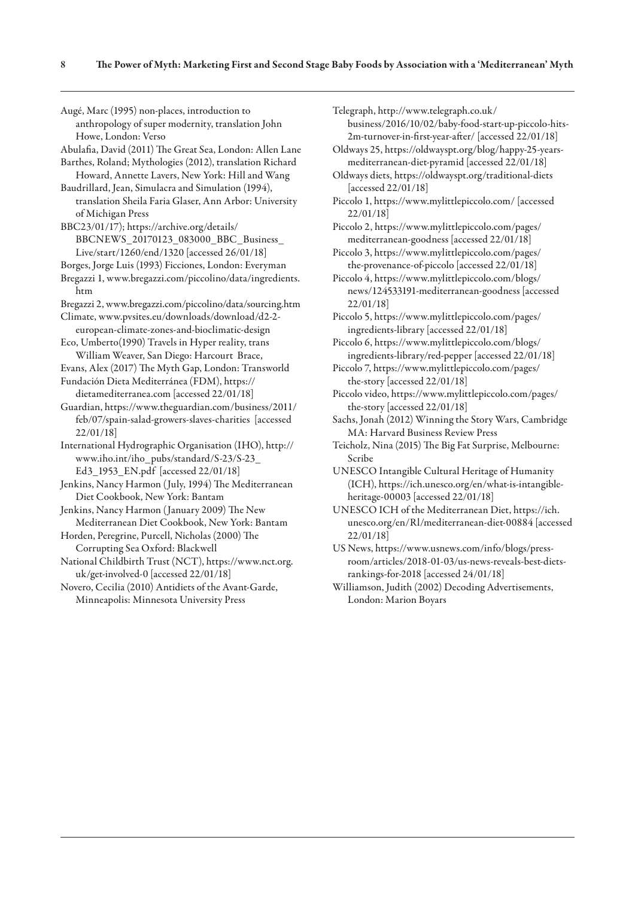Augé, Marc (1995) non-places, introduction to anthropology of super modernity, translation John Howe, London: Verso

Abulafia, David (2011) The Great Sea, London: Allen Lane

Barthes, Roland; Mythologies (2012), translation Richard Howard, Annette Lavers, New York: Hill and Wang

Baudrillard, Jean, Simulacra and Simulation (1994), translation Sheila Faria Glaser, Ann Arbor: University of Michigan Press

BBC23/01/17); https://archive.org/details/BBCNEWS_20170123_083000_BBC_Business_Live/start/1260/end/1320 [accessed 26/01/18]

Borges, Jorge Luis (1993) Ficciones, London: Everyman

Bregazzi 1, www.bregazzi.com/piccolino/data/ingredients.htm

Bregazzi 2, www.bregazzi.com/piccolino/data/sourcing.htm

Climate, www.pvsites.eu/downloads/download/d2-2-european-climate-zones-and-bioclimatic-design

Eco, Umberto(1990) Travels in Hyper reality, trans William Weaver, San Diego: Harcourt Brace,

Evans, Alex (2017) The Myth Gap, London: Transworld

Fundación Dieta Mediterránea (FDM), https://dietamediterranea.com [accessed 22/01/18]

Guardian, https://www.theguardian.com/business/2011/feb/07/spain-salad-growers-slaves-charities [accessed 22/01/18]

International Hydrographic Organisation (IHO), http://www.iho.int/iho_pubs/standard/S-23/S-23_Ed3_1953_EN.pdf [accessed 22/01/18]

Jenkins, Nancy Harmon (July, 1994) The Mediterranean Diet Cookbook, New York: Bantam

Jenkins, Nancy Harmon (January 2009) The New Mediterranean Diet Cookbook, New York: Bantam

Horden, Peregrine, Purcell, Nicholas (2000) The Corrupting Sea Oxford: Blackwell

National Childbirth Trust (NCT), https://www.nct.org.uk/get-involved-0 [accessed 22/01/18]

Novero, Cecilia (2010) Antidiets of the Avant-Garde, Minneapolis: Minnesota University Press

Telegraph, http://www.telegraph.co.uk/business/2016/10/02/baby-food-start-up-piccolo-hits-2m-turnover-in-first-year-after/ [accessed 22/01/18]

Oldways 25, https://oldwayspt.org/blog/happy-25-years-mediterranean-diet-pyramid [accessed 22/01/18]

Oldways diets, https://oldwayspt.org/traditional-diets [accessed 22/01/18]

Piccolo 1, https://www.mylittlepiccolo.com/ [accessed 22/01/18]

Piccolo 2, https://www.mylittlepiccolo.com/pages/mediterranean-goodness [accessed 22/01/18]

Piccolo 3, https://www.mylittlepiccolo.com/pages/the-provenance-of-piccolo [accessed 22/01/18]

Piccolo 4, https://www.mylittlepiccolo.com/blogs/news/124533191-mediterranean-goodness [accessed 22/01/18]

Piccolo 5, https://www.mylittlepiccolo.com/pages/ingredients-library [accessed 22/01/18]

Piccolo 6, https://www.mylittlepiccolo.com/blogs/ingredients-library/red-pepper [accessed 22/01/18]

Piccolo 7, https://www.mylittlepiccolo.com/pages/the-story [accessed 22/01/18]

Piccolo video, https://www.mylittlepiccolo.com/pages/the-story [accessed 22/01/18]

Sachs, Jonah (2012) Winning the Story Wars, Cambridge MA: Harvard Business Review Press

Teicholz, Nina (2015) The Big Fat Surprise, Melbourne: Scribe

UNESCO Intangible Cultural Heritage of Humanity (ICH), https://ich.unesco.org/en/what-is-intangible-heritage-00003 [accessed 22/01/18]

UNESCO ICH of the Mediterranean Diet, https://ich.unesco.org/en/Rl/mediterranean-diet-00884 [accessed 22/01/18]

US News, https://www.usnews.com/info/blogs/press-room/articles/2018-01-03/us-news-reveals-best-diets-rankings-for-2018 [accessed 24/01/18]

Williamson, Judith (2002) Decoding Advertisements, London: Marion Boyars